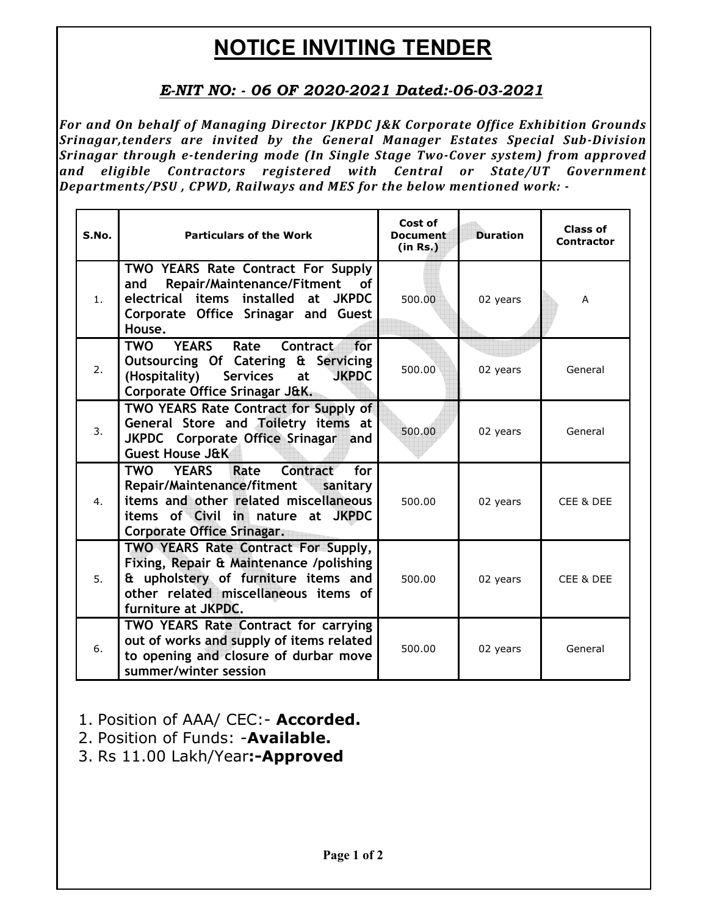# NOTICE INVITING TENDER

## *E-NIT NO: - 06 OF 2020-2021 Dated:-06-03-2021*

*For and On behalf of Managing Director JKPDC J&K Corporate Office Exhibition Grounds Srinagar,tenders are invited by the General Manager Estates Special Sub-Division Srinagar through e-tendering mode (In Single Stage Two-Cover system) from approved and eligible Contractors registered with Central or State/UT Government Departments/PSU , CPWD, Railways and MES for the below mentioned work: -*

| S.No. | Particulars of the Work | Cost of Document (in Rs.) | Duration | Class of Contractor |
|---|---|---|---|---|
| 1. | **TWO YEARS Rate Contract For Supply and Repair/Maintenance/Fitment of electrical items installed at JKPDC Corporate Office Srinagar and Guest House.** | 500.00 | 02 years | A |
| 2. | **TWO YEARS Rate Contract for Outsourcing Of Catering & Servicing (Hospitality) Services at JKPDC Corporate Office Srinagar J&K.** | 500.00 | 02 years | General |
| 3. | **TWO YEARS Rate Contract for Supply of General Store and Toiletry items at JKPDC Corporate Office Srinagar and Guest House J&K** | 500.00 | 02 years | General |
| 4. | **TWO YEARS Rate Contract for Repair/Maintenance/fitment sanitary items and other related miscellaneous items of Civil in nature at JKPDC Corporate Office Srinagar.** | 500.00 | 02 years | CEE & DEE |
| 5. | **TWO YEARS Rate Contract For Supply, Fixing, Repair & Maintenance /polishing & upholstery of furniture items and other related miscellaneous items of furniture at JKPDC.** | 500.00 | 02 years | CEE & DEE |
| 6. | **TWO YEARS Rate Contract for carrying out of works and supply of items related to opening and closure of durbar move summer/winter session** | 500.00 | 02 years | General |

1. Position of AAA/ CEC:- **Accorded.**
2. Position of Funds: -**Available.**
3. Rs 11.00 Lakh/Year**:-Approved**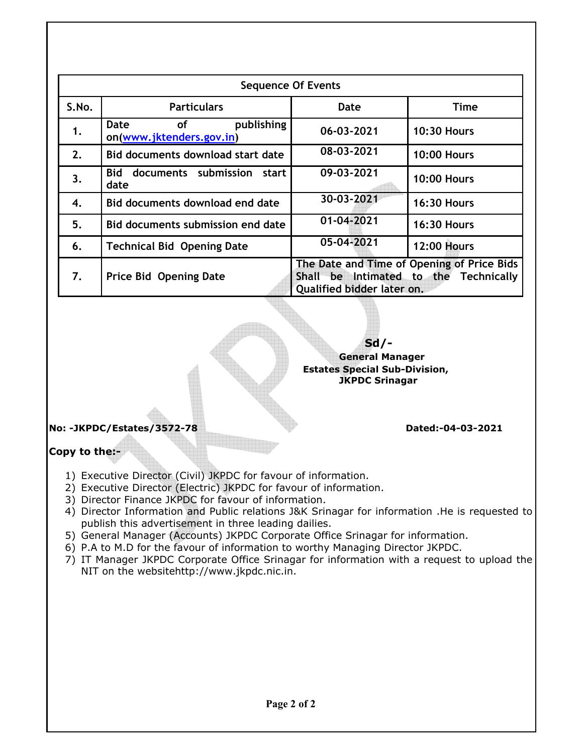| Sequence Of Events | | | |
|---|---|---|---|
| **S.No.** | **Particulars** | **Date** | **Time** |
| **1.** | **Date of publishing on([www.jktenders.gov.in](www.jktenders.gov.in))** | **06-03-2021** | **10:30 Hours** |
| **2.** | **Bid documents download start date** | **08-03-2021** | **10:00 Hours** |
| **3.** | **Bid documents submission start date** | **09-03-2021** | **10:00 Hours** |
| **4.** | **Bid documents download end date** | **30-03-2021** | **16:30 Hours** |
| **5.** | **Bid documents submission end date** | **01-04-2021** | **16:30 Hours** |
| **6.** | **Technical Bid Opening Date** | **05-04-2021** | **12:00 Hours** |
| **7.** | **Price Bid Opening Date** | **The Date and Time of Opening of Price Bids Shall be Intimated to the Technically Qualified bidder later on.** | |

**Sd/-**
**General Manager**
**Estates Special Sub-Division,**
**JKPDC Srinagar**

**No: -JKPDC/Estates/3572-78** **Dated:-04-03-2021**

**Copy to the:-**

1) Executive Director (Civil) JKPDC for favour of information.
2) Executive Director (Electric) JKPDC for favour of information.
3) Director Finance JKPDC for favour of information.
4) Director Information and Public relations J&K Srinagar for information .He is requested to publish this advertisement in three leading dailies.
5) General Manager (Accounts) JKPDC Corporate Office Srinagar for information.
6) P.A to M.D for the favour of information to worthy Managing Director JKPDC.
7) IT Manager JKPDC Corporate Office Srinagar for information with a request to upload the NIT on the websitehttp://www.jkpdc.nic.in.